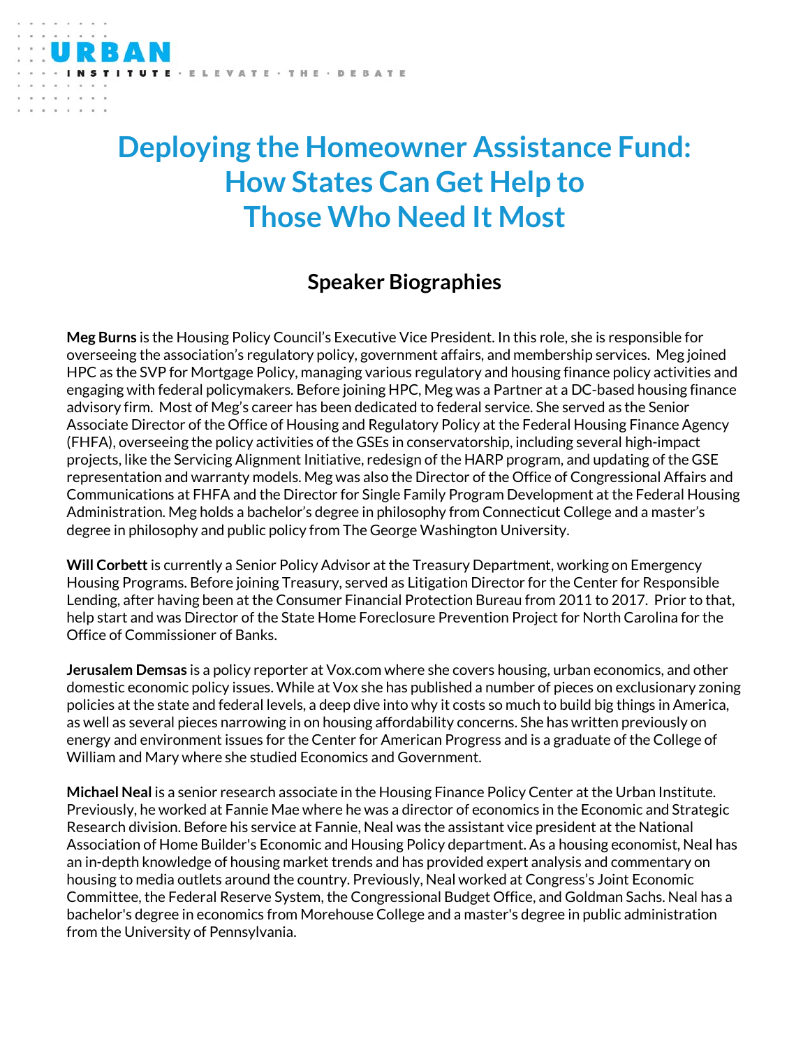# Deploying the Homeowner Assistance Fund: How States Can Get Help to Those Who Need It Most

## Speaker Biographies

**Meg Burns** is the Housing Policy Council's Executive Vice President. In this role, she is responsible for overseeing the association's regulatory policy, government affairs, and membership services. Meg joined HPC as the SVP for Mortgage Policy, managing various regulatory and housing finance policy activities and engaging with federal policymakers. Before joining HPC, Meg was a Partner at a DC-based housing finance advisory firm. Most of Meg's career has been dedicated to federal service. She served as the Senior Associate Director of the Office of Housing and Regulatory Policy at the Federal Housing Finance Agency (FHFA), overseeing the policy activities of the GSEs in conservatorship, including several high-impact projects, like the Servicing Alignment Initiative, redesign of the HARP program, and updating of the GSE representation and warranty models. Meg was also the Director of the Office of Congressional Affairs and Communications at FHFA and the Director for Single Family Program Development at the Federal Housing Administration. Meg holds a bachelor's degree in philosophy from Connecticut College and a master's degree in philosophy and public policy from The George Washington University.

**Will Corbett** is currently a Senior Policy Advisor at the Treasury Department, working on Emergency Housing Programs. Before joining Treasury, served as Litigation Director for the Center for Responsible Lending, after having been at the Consumer Financial Protection Bureau from 2011 to 2017. Prior to that, help start and was Director of the State Home Foreclosure Prevention Project for North Carolina for the Office of Commissioner of Banks.

**Jerusalem Demsas** is a policy reporter at Vox.com where she covers housing, urban economics, and other domestic economic policy issues. While at Vox she has published a number of pieces on exclusionary zoning policies at the state and federal levels, a deep dive into why it costs so much to build big things in America, as well as several pieces narrowing in on housing affordability concerns. She has written previously on energy and environment issues for the Center for American Progress and is a graduate of the College of William and Mary where she studied Economics and Government.

**Michael Neal** is a senior research associate in the Housing Finance Policy Center at the Urban Institute. Previously, he worked at Fannie Mae where he was a director of economics in the Economic and Strategic Research division. Before his service at Fannie, Neal was the assistant vice president at the National Association of Home Builder's Economic and Housing Policy department. As a housing economist, Neal has an in-depth knowledge of housing market trends and has provided expert analysis and commentary on housing to media outlets around the country. Previously, Neal worked at Congress's Joint Economic Committee, the Federal Reserve System, the Congressional Budget Office, and Goldman Sachs. Neal has a bachelor's degree in economics from Morehouse College and a master's degree in public administration from the University of Pennsylvania.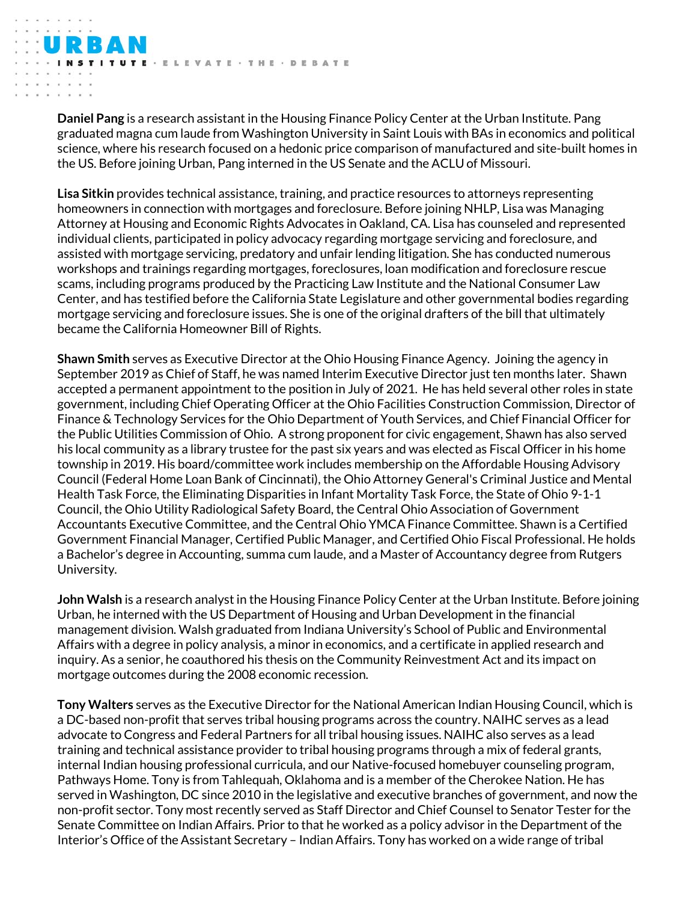**Daniel Pang** is a research assistant in the Housing Finance Policy Center at the Urban Institute. Pang graduated magna cum laude from Washington University in Saint Louis with BAs in economics and political science, where his research focused on a hedonic price comparison of manufactured and site-built homes in the US. Before joining Urban, Pang interned in the US Senate and the ACLU of Missouri.

**Lisa Sitkin** provides technical assistance, training, and practice resources to attorneys representing homeowners in connection with mortgages and foreclosure. Before joining NHLP, Lisa was Managing Attorney at Housing and Economic Rights Advocates in Oakland, CA. Lisa has counseled and represented individual clients, participated in policy advocacy regarding mortgage servicing and foreclosure, and assisted with mortgage servicing, predatory and unfair lending litigation. She has conducted numerous workshops and trainings regarding mortgages, foreclosures, loan modification and foreclosure rescue scams, including programs produced by the Practicing Law Institute and the National Consumer Law Center, and has testified before the California State Legislature and other governmental bodies regarding mortgage servicing and foreclosure issues. She is one of the original drafters of the bill that ultimately became the California Homeowner Bill of Rights.

**Shawn Smith** serves as Executive Director at the Ohio Housing Finance Agency. Joining the agency in September 2019 as Chief of Staff, he was named Interim Executive Director just ten months later. Shawn accepted a permanent appointment to the position in July of 2021. He has held several other roles in state government, including Chief Operating Officer at the Ohio Facilities Construction Commission, Director of Finance & Technology Services for the Ohio Department of Youth Services, and Chief Financial Officer for the Public Utilities Commission of Ohio. A strong proponent for civic engagement, Shawn has also served his local community as a library trustee for the past six years and was elected as Fiscal Officer in his home township in 2019. His board/committee work includes membership on the Affordable Housing Advisory Council (Federal Home Loan Bank of Cincinnati), the Ohio Attorney General's Criminal Justice and Mental Health Task Force, the Eliminating Disparities in Infant Mortality Task Force, the State of Ohio 9-1-1 Council, the Ohio Utility Radiological Safety Board, the Central Ohio Association of Government Accountants Executive Committee, and the Central Ohio YMCA Finance Committee. Shawn is a Certified Government Financial Manager, Certified Public Manager, and Certified Ohio Fiscal Professional. He holds a Bachelor's degree in Accounting, summa cum laude, and a Master of Accountancy degree from Rutgers University.

**John Walsh** is a research analyst in the Housing Finance Policy Center at the Urban Institute. Before joining Urban, he interned with the US Department of Housing and Urban Development in the financial management division. Walsh graduated from Indiana University's School of Public and Environmental Affairs with a degree in policy analysis, a minor in economics, and a certificate in applied research and inquiry. As a senior, he coauthored his thesis on the Community Reinvestment Act and its impact on mortgage outcomes during the 2008 economic recession.

**Tony Walters** serves as the Executive Director for the National American Indian Housing Council, which is a DC-based non-profit that serves tribal housing programs across the country. NAIHC serves as a lead advocate to Congress and Federal Partners for all tribal housing issues. NAIHC also serves as a lead training and technical assistance provider to tribal housing programs through a mix of federal grants, internal Indian housing professional curricula, and our Native-focused homebuyer counseling program, Pathways Home. Tony is from Tahlequah, Oklahoma and is a member of the Cherokee Nation. He has served in Washington, DC since 2010 in the legislative and executive branches of government, and now the non-profit sector. Tony most recently served as Staff Director and Chief Counsel to Senator Tester for the Senate Committee on Indian Affairs. Prior to that he worked as a policy advisor in the Department of the Interior's Office of the Assistant Secretary – Indian Affairs. Tony has worked on a wide range of tribal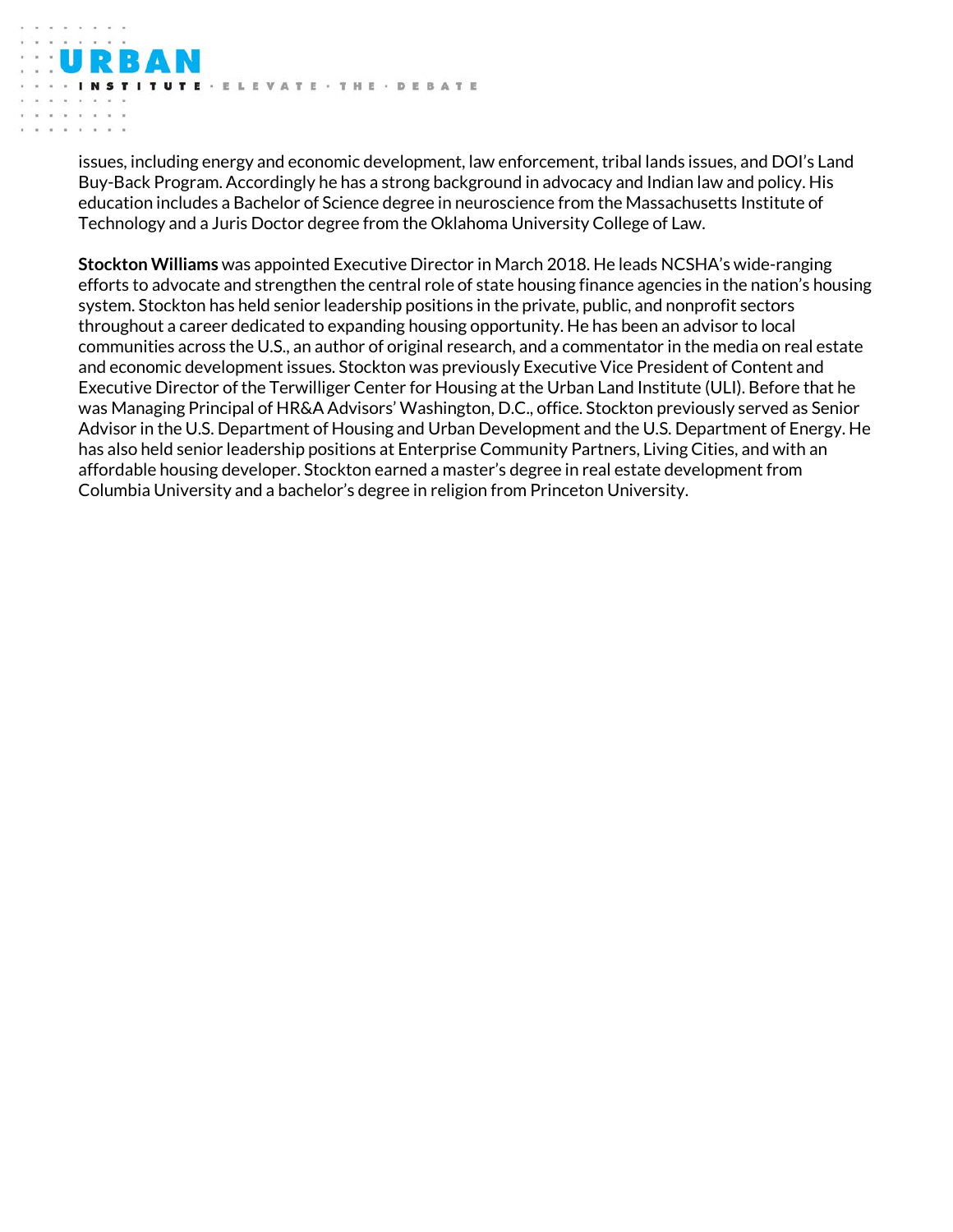issues, including energy and economic development, law enforcement, tribal lands issues, and DOI's Land Buy-Back Program. Accordingly he has a strong background in advocacy and Indian law and policy. His education includes a Bachelor of Science degree in neuroscience from the Massachusetts Institute of Technology and a Juris Doctor degree from the Oklahoma University College of Law.

**Stockton Williams** was appointed Executive Director in March 2018. He leads NCSHA's wide-ranging efforts to advocate and strengthen the central role of state housing finance agencies in the nation's housing system. Stockton has held senior leadership positions in the private, public, and nonprofit sectors throughout a career dedicated to expanding housing opportunity. He has been an advisor to local communities across the U.S., an author of original research, and a commentator in the media on real estate and economic development issues. Stockton was previously Executive Vice President of Content and Executive Director of the Terwilliger Center for Housing at the Urban Land Institute (ULI). Before that he was Managing Principal of HR&A Advisors' Washington, D.C., office. Stockton previously served as Senior Advisor in the U.S. Department of Housing and Urban Development and the U.S. Department of Energy. He has also held senior leadership positions at Enterprise Community Partners, Living Cities, and with an affordable housing developer. Stockton earned a master's degree in real estate development from Columbia University and a bachelor's degree in religion from Princeton University.